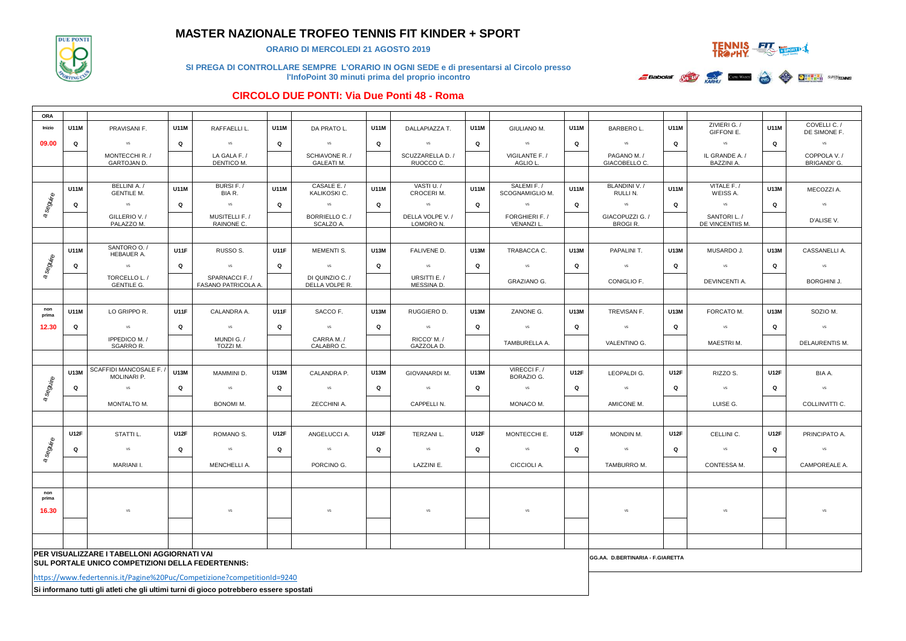# MASTER NAZIONALE TROFEO TENNIS FIT KINDER + SPORT

**ORARIO DI MERCOLEDI 21 AGOSTO 2019**

**SI PREGA DI CONTROLLARE SEMPRE L'ORARIO IN OGNI SEDE e di presentarsi al Circolo presso l'InfoPoint 30 minuti prima del proprio incontro**

## CIRCOLO DUE PONTI: Via Due Ponti 48 - Roma

| ORA | | | | | | | | | | | | | | | | |
|---|---|---|---|---|---|---|---|---|---|---|---|---|---|---|---|---|
| Inizio | U11M | PRAVISANI F. | U11M | RAFFAELLI L. | U11M | DA PRATO L. | U11M | DALLAPIAZZA T. | U11M | GIULIANO M. | U11M | BARBERO L. | U11M | ZIVIERI G. / GIFFONI E. | U11M | COVELLI C. / DE SIMONE F. |
| 09.00 | Q | vs | Q | vs | Q | vs | Q | vs | Q | vs | Q | vs | Q | vs | Q | vs |
| | | MONTECCHI R. / GARTOJAN D. | | LA GALA F. / DENTICO M. | | SCHIAVONE R. / GALEATI M. | | SCUZZARELLA D. / RUOCCO C. | | VIGILANTE F. / AGLIO L. | | PAGANO M. / GIACOBELLO C. | | IL GRANDE A. / BAZZINI A. | | COPPOLA V. / BRIGANDI' G. |
| a seguire | U11M | BELLINI A. / GENTILE M. | U11M | BURSI F. / BIA R. | U11M | CASALE E. / KALIKOSKI C. | U11M | VASTI U. / CROCERI M. | U11M | SALEMI F. / SCOGNAMIGLIO M. | U11M | BLANDINI V. / RULLI N. | U11M | VITALE F. / WEISS A. | U13M | MECOZZI A. |
| | Q | vs | Q | vs | Q | vs | Q | vs | Q | vs | Q | vs | Q | vs | Q | vs |
| | | GILLERIO V. / PALAZZO M. | | MUSITELLI F. / RAINONE C. | | BORRIELLO C. / SCALZO A. | | DELLA VOLPE V. / LOMORO N. | | FORGHIERI F. / VENANZI L. | | GIACOPUZZI G. / BROGI R. | | SANTORI L. / DE VINCENTIIS M. | | D'ALISE V. |
| a seguire | U11M | SANTORO O. / HEBAUER A. | U11F | RUSSO S. | U11F | MEMENTI S. | U13M | FALIVENE D. | U13M | TRABACCA C. | U13M | PAPALINI T. | U13M | MUSARDO J. | U13M | CASSANELLI A. |
| | Q | vs | Q | vs | Q | vs | Q | vs | Q | vs | Q | vs | Q | vs | Q | vs |
| | | TORCELLO L. / GENTILE G. | | SPARNACCI F. / FASANO PATRICOLA A. | | DI QUINZIO C. / DELLA VOLPE R. | | URSITTI E. / MESSINA D. | | GRAZIANO G. | | CONIGLIO F. | | DEVINCENTI A. | | BORGHINI J. |
| non prima | U11M | LO GRIPPO R. | U11F | CALANDRA A. | U11F | SACCO F. | U13M | RUGGIERO D. | U13M | ZANONE G. | U13M | TREVISAN F. | U13M | FORCATO M. | U13M | SOZIO M. |
| 12.30 | Q | vs | Q | vs | Q | vs | Q | vs | Q | vs | Q | vs | Q | vs | Q | vs |
| | | IPPEDICO M. / SGARRO R. | | MUNDI G. / TOZZI M. | | CARRA M. / CALABRO C. | | RICCO' M. / GAZZOLA D. | | TAMBURELLA A. | | VALENTINO G. | | MAESTRI M. | | DELAURENTIS M. |
| a seguire | U13M | SCAFFIDI MANCOSALE F. / MOLINARI P. | U13M | MAMMINI D. | U13M | CALANDRA P. | U13M | GIOVANARDI M. | U13M | VIRECCI F. / BORAZIO G. | U12F | LEOPALDI G. | U12F | RIZZO S. | U12F | BIA A. |
| | Q | vs | Q | vs | Q | vs | Q | vs | Q | vs | Q | vs | Q | vs | Q | vs |
| | | MONTALTO M. | | BONOMI M. | | ZECCHINI A. | | CAPPELLI N. | | MONACO M. | | AMICONE M. | | LUISE G. | | COLLINVITTI C. |
| a seguire | U12F | STATTI L. | U12F | ROMANO S. | U12F | ANGELUCCI A. | U12F | TERZANI L. | U12F | MONTECCHI E. | U12F | MONDIN M. | U12F | CELLINI C. | U12F | PRINCIPATO A. |
| | Q | vs | Q | vs | Q | vs | Q | vs | Q | vs | Q | vs | Q | vs | Q | vs |
| | | MARIANI I. | | MENCHELLI A. | | PORCINO G. | | LAZZINI E. | | CICCIOLI A. | | TAMBURRO M. | | CONTESSA M. | | CAMPOREALE A. |
| non prima 16.30 | | vs | | vs | | vs | | vs | | vs | | vs | | vs | | vs |

**PER VISUALIZZARE I TABELLONI AGGIORNATI VAI SUL PORTALE UNICO COMPETIZIONI DELLA FEDERTENNIS:**

https://www.federtennis.it/Pagine%20Puc/Competizione?competitionId=9240

**Si informano tutti gli atleti che gli ultimi turni di gioco potrebbero essere spostati**

**GG.AA. D.BERTINARIA - F.GIARETTA**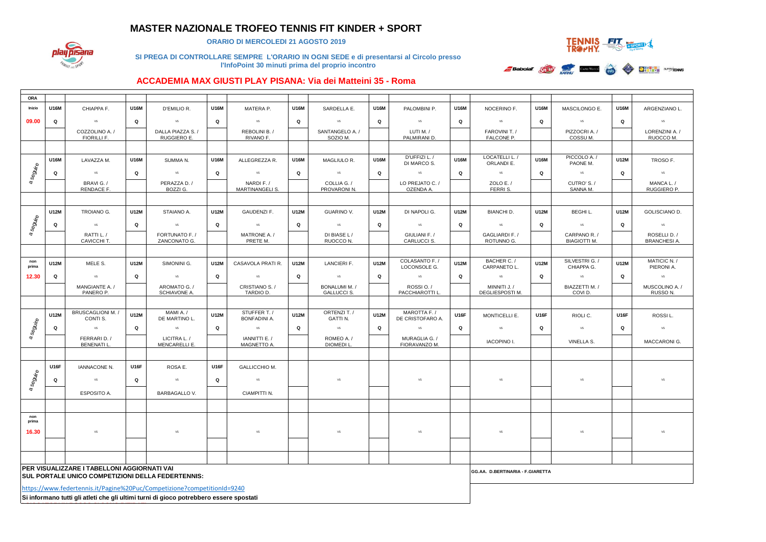# MASTER NAZIONALE TROFEO TENNIS FIT KINDER + SPORT

**ORARIO DI MERCOLEDI 21 AGOSTO 2019**

**SI PREGA DI CONTROLLARE SEMPRE L'ORARIO IN OGNI SEDE e di presentarsi al Circolo presso l'InfoPoint 30 minuti prima del proprio incontro**

## ACCADEMIA MAX GIUSTI PLAY PISANA: Via dei Matteini 35 - Roma

| ORA | | | | | | | | | | | | | | | | |
|---|---|---|---|---|---|---|---|---|---|---|---|---|---|---|---|---|
| Inizio | U16M | CHIAPPA F. | U16M | D'EMILIO R. | U16M | MATERA P. | U16M | SARDELLA E. | U16M | PALOMBINI P. | U16M | NOCERINO F. | U16M | MASCILONGO E. | U16M | ARGENZIANO L. |
| 09.00 | Q | vs | Q | vs | Q | vs | Q | vs | Q | vs | Q | vs | Q | vs | Q | vs |
| | | COZZOLINO A. / FIORILLI F. | | DALLA PIAZZA S. / RUGGIERO E. | | REBOLINI B. / RIVANO F. | | SANTANGELO A. / SOZIO M. | | LUTI M. / PALMIRANI D. | | FAROVINI T. / FALCONE P. | | PIZZOCRI A. / COSSU M. | | LORENZINI A. / RUOCCO M. |
| a seguire | U16M | LAVAZZA M. | U16M | SUMMA N. | U16M | ALLEGREZZA R. | U16M | MAGLIULO R. | U16M | D'UFFIZI L. / DI MARCO S. | U16M | LOCATELLI L. / ORLANDI E. | U16M | PICCOLO A. / PAONE M. | U12M | TROSO F. |
| | Q | vs | Q | vs | Q | vs | Q | vs | Q | vs | Q | vs | Q | vs | Q | vs |
| | | BRAVI G. / RENDACE F. | | PERAZZA D. / BOZZI G. | | NARDI F. / MARTINANGELI S. | | COLLIA G. / PROVARONI N. | | LO PREJATO C. / OZENDA A. | | ZOLO E. / FERRI S. | | CUTRO' S. / SANNA M. | | MANCA L. / RUGGIERO P. |
| a seguire | U12M | TROIANO G. | U12M | STAIANO A. | U12M | GAUDENZI F. | U12M | GUARINO V. | U12M | DI NAPOLI G. | U12M | BIANCHI D. | U12M | BEGHI L. | U12M | GOLISCIANO D. |
| | Q | vs | Q | vs | Q | vs | Q | vs | Q | vs | Q | vs | Q | vs | Q | vs |
| | | RATTI L. / CAVICCHI T. | | FORTUNATO F. / ZANCONATO G. | | MATRONE A. / PRETE M. | | DI BIASE L / RUOCCO N. | | GIULIANI F. / CARLUCCI S. | | GAGLIARDI F. / ROTUNNO G. | | CARPANO R. / BIAGIOTTI M. | | ROSELLI D. / BRANCHESI A. |
| non prima | U12M | MELE S. | U12M | SIMONINI G. | U12M | CASAVOLA PRATI R. | U12M | LANCIERI F. | U12M | COLASANTO F. / LOCONSOLE G. | U12M | BACHER C. / CARPANETO L. | U12M | SILVESTRI G. / CHIAPPA G. | U12M | MATICIC N. / PIERONI A. |
| 12.30 | Q | vs | Q | vs | Q | vs | Q | vs | Q | vs | Q | vs | Q | vs | Q | vs |
| | | MANGIANTE A. / PANERO P. | | AROMATO G. / SCHIAVONE A. | | CRISTIANO S. / TARDIO D. | | BONALUMI M. / GALLUCCI S. | | ROSSI O. / PACCHIAROTTI L. | | MINNITI J. / DEGLIESPOSTI M. | | BIAZZETTI M. / COVI D. | | MUSCOLINO A. / RUSSO N. |
| a seguire | U12M | BRUSCAGLIONI M. / CONTI S. | U12M | MAMI A. / DE MARTINO L. | U12M | STUFFER T. / BONFADINI A. | U12M | ORTENZI T. / GATTI N. | U12M | MAROTTA F. / DE CRISTOFARO A. | U16F | MONTICELLI E. | U16F | RIOLI C. | U16F | ROSSI L. |
| | Q | vs | Q | vs | Q | vs | Q | vs | Q | vs | Q | vs | Q | vs | Q | vs |
| | | FERRARI D. / BENENATI L. | | LICITRA L. / MENCARELLI E. | | IANNITTI E. / MAGNETTO A. | | ROMEO A. / DIOMEDI L. | | MURAGLIA G. / FIORAVANZO M. | | IACOPINO I. | | VINELLA S. | | MACCARONI G. |
| a seguire | U16F | IANNACONE N. | U16F | ROSA E. | U16F | GALLICCHIO M. | | | | | | | | | | |
| | Q | vs | Q | vs | Q | vs | | vs | | vs | | vs | | vs | | vs |
| | | ESPOSITO A. | | BARBAGALLO V. | | CIAMPITTI N. | | | | | | | | | | |
| non prima | | | | | | | | | | | | | | | | |
| 16.30 | | vs | | vs | | vs | | vs | | vs | | vs | | vs | | vs |

**PER VISUALIZZARE I TABELLONI AGGIORNATI VAI SUL PORTALE UNICO COMPETIZIONI DELLA FEDERTENNIS:**

https://www.federtennis.it/Pagine%20Puc/Competizione?competitionId=9240

**Si informano tutti gli atleti che gli ultimi turni di gioco potrebbero essere spostati**

**GG.AA. D.BERTINARIA - F.GIARETTA**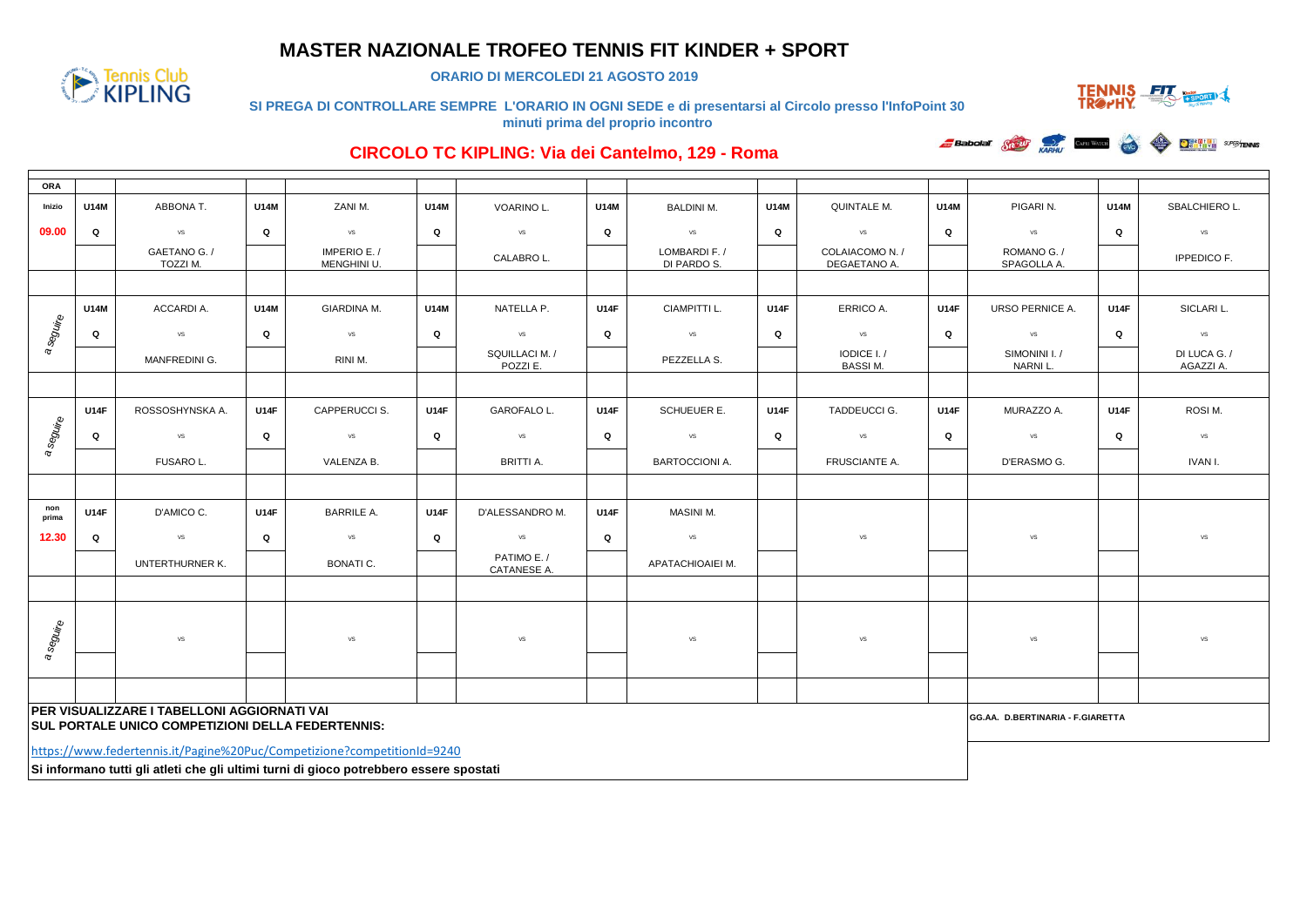# MASTER NAZIONALE TROFEO TENNIS FIT KINDER + SPORT

**ORARIO DI MERCOLEDI 21 AGOSTO 2019**

**SI PREGA DI CONTROLLARE SEMPRE L'ORARIO IN OGNI SEDE e di presentarsi al Circolo presso l'InfoPoint 30 minuti prima del proprio incontro**

## CIRCOLO TC KIPLING: Via dei Cantelmo, 129 - Roma

| ORA | | | | | | | | | | | | | | |
|---|---|---|---|---|---|---|---|---|---|---|---|---|---|---|
| Inizio 09.00 | U14M Q | ABBONA T. vs GAETANO G. / TOZZI M. | U14M Q | ZANI M. vs IMPERIO E. / MENGHINI U. | U14M Q | VOARINO L. vs CALABRO L. | U14M Q | BALDINI M. vs LOMBARDI F. / DI PARDO S. | U14M Q | QUINTALE M. vs COLAIACOMO N. / DEGAETANO A. | U14M Q | PIGARI N. vs ROMANO G. / SPAGOLLA A. | U14M Q | SBALCHIERO L. vs IPPEDICO F. |
| a seguire | U14M Q | ACCARDI A. vs MANFREDINI G. | U14M Q | GIARDINA M. vs RINI M. | U14M Q | NATELLA P. vs SQUILLACI M. / POZZI E. | U14F Q | CIAMPITTI L. vs PEZZELLA S. | U14F Q | ERRICO A. vs IODICE I. / BASSI M. | U14F Q | URSO PERNICE A. vs SIMONINI I. / NARNI L. | U14F Q | SICLARI L. vs DI LUCA G. / AGAZZI A. |
| a seguire | U14F Q | ROSSOSHYNSKA A. vs FUSARO L. | U14F Q | CAPPERUCCI S. vs VALENZA B. | U14F Q | GAROFALO L. vs BRITTI A. | U14F Q | SCHUEUER E. vs BARTOCCIONI A. | U14F Q | TADDEUCCI G. vs FRUSCIANTE A. | U14F Q | MURAZZO A. vs D'ERASMO G. | U14F Q | ROSI M. vs IVAN I. |
| non prima 12.30 | U14F Q | D'AMICO C. vs UNTERTHURNER K. | U14F Q | BARRILE A. vs BONATI C. | U14F Q | D'ALESSANDRO M. vs PATIMO E. / CATANESE A. | U14F Q | MASINI M. vs APATACHIOAIEI M. | | vs | | vs | | vs |
| a seguire | | vs | | vs | | vs | | vs | | vs | | vs | | vs |

**PER VISUALIZZARE I TABELLONI AGGIORNATI VAI SUL PORTALE UNICO COMPETIZIONI DELLA FEDERTENNIS:**

https://www.federtennis.it/Pagine%20Puc/Competizione?competitionId=9240

**Si informano tutti gli atleti che gli ultimi turni di gioco potrebbero essere spostati**

**GG.AA. D.BERTINARIA - F.GIARETTA**